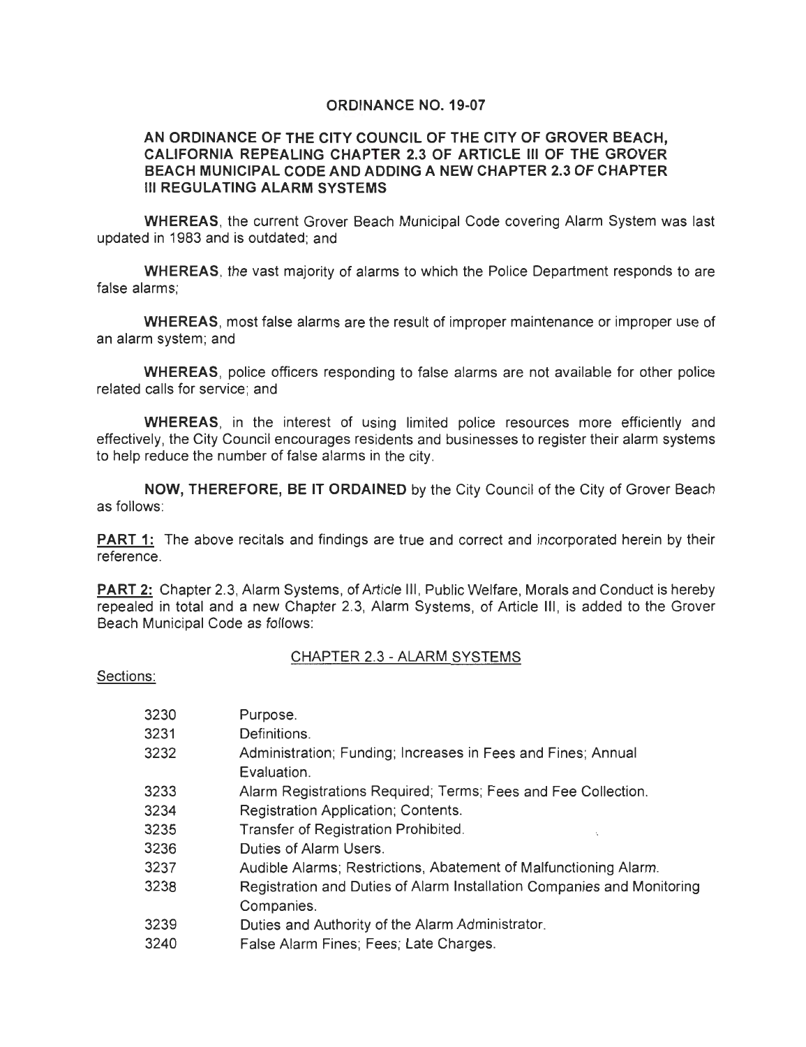# ORDINANCE NO. 19-07

## AN ORDINANCE OF THE CITY COUNCIL OF THE CITY OF GROVER BEACH, CALIFORNIA REPEALING CHAPTER 2.3 OF ARTICLE III OF THE GROVER BEACH MUNICIPAL CODE AND ADDING A NEW CHAPTER 2.3 OF CHAPTER III REGULATING ALARM SYSTEMS

**WHEREAS**, the current Grover Beach Municipal Code covering Alarm System was last updated in 1983 and is outdated; and

**WHEREAS**, the vast majority of alarms to which the Police Department responds to are false alarms;

**WHEREAS**, most false alarms are the result of improper maintenance or improper use of an alarm system; and

**WHEREAS**, police officers responding to false alarms are not available for other police related calls for service; and

**WHEREAS**, in the interest of using limited police resources more efficiently and effectively, the City Council encourages residents and businesses to register their alarm systems to help reduce the number of false alarms in the city.

**NOW, THEREFORE, BE IT ORDAINED** by the City Council of the City of Grover Beach as follows:

**PART 1:** The above recitals and findings are true and correct and incorporated herein by their reference.

**PART 2:** Chapter 2.3, Alarm Systems, of Article III, Public Welfare, Morals and Conduct is hereby repealed in total and a new Chapter 2.3, Alarm Systems, of Article III, is added to the Grover Beach Municipal Code as follows:

### CHAPTER 2.3 - ALARM SYSTEMS

Sections:

| | |
|---|---|
| 3230 | Purpose. |
| 3231 | Definitions. |
| 3232 | Administration; Funding; Increases in Fees and Fines; Annual Evaluation. |
| 3233 | Alarm Registrations Required; Terms; Fees and Fee Collection. |
| 3234 | Registration Application; Contents. |
| 3235 | Transfer of Registration Prohibited. |
| 3236 | Duties of Alarm Users. |
| 3237 | Audible Alarms; Restrictions, Abatement of Malfunctioning Alarm. |
| 3238 | Registration and Duties of Alarm Installation Companies and Monitoring Companies. |
| 3239 | Duties and Authority of the Alarm Administrator. |
| 3240 | False Alarm Fines; Fees; Late Charges. |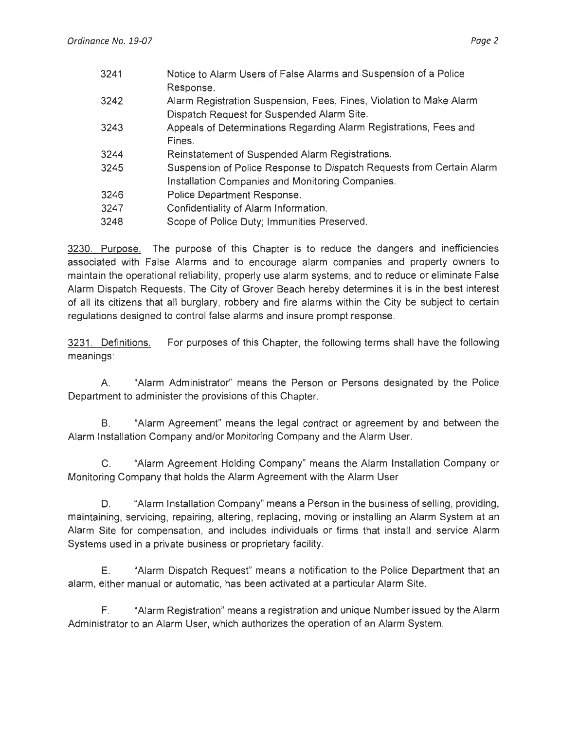| | |
|---|---|
| 3241 | Notice to Alarm Users of False Alarms and Suspension of a Police Response. |
| 3242 | Alarm Registration Suspension, Fees, Fines, Violation to Make Alarm Dispatch Request for Suspended Alarm Site. |
| 3243 | Appeals of Determinations Regarding Alarm Registrations, Fees and Fines. |
| 3244 | Reinstatement of Suspended Alarm Registrations. |
| 3245 | Suspension of Police Response to Dispatch Requests from Certain Alarm Installation Companies and Monitoring Companies. |
| 3246 | Police Department Response. |
| 3247 | Confidentiality of Alarm Information. |
| 3248 | Scope of Police Duty; Immunities Preserved. |

3230. Purpose. The purpose of this Chapter is to reduce the dangers and inefficiencies associated with False Alarms and to encourage alarm companies and property owners to maintain the operational reliability, properly use alarm systems, and to reduce or eliminate False Alarm Dispatch Requests. The City of Grover Beach hereby determines it is in the best interest of all its citizens that all burglary, robbery and fire alarms within the City be subject to certain regulations designed to control false alarms and insure prompt response.

3231. Definitions. For purposes of this Chapter, the following terms shall have the following meanings:

A. "Alarm Administrator" means the Person or Persons designated by the Police Department to administer the provisions of this Chapter.

B. "Alarm Agreement" means the legal contract or agreement by and between the Alarm Installation Company and/or Monitoring Company and the Alarm User.

C. "Alarm Agreement Holding Company" means the Alarm Installation Company or Monitoring Company that holds the Alarm Agreement with the Alarm User

D. "Alarm Installation Company" means a Person in the business of selling, providing, maintaining, servicing, repairing, altering, replacing, moving or installing an Alarm System at an Alarm Site for compensation, and includes individuals or firms that install and service Alarm Systems used in a private business or proprietary facility.

E. "Alarm Dispatch Request" means a notification to the Police Department that an alarm, either manual or automatic, has been activated at a particular Alarm Site.

F. "Alarm Registration" means a registration and unique Number issued by the Alarm Administrator to an Alarm User, which authorizes the operation of an Alarm System.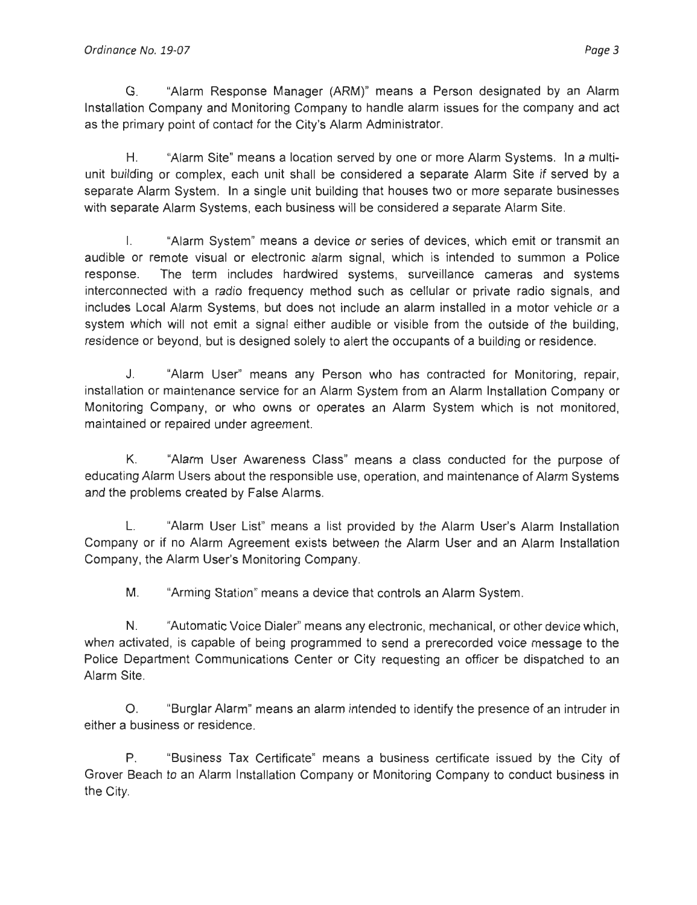G. "Alarm Response Manager (ARM)" means a Person designated by an Alarm Installation Company and Monitoring Company to handle alarm issues for the company and act as the primary point of contact for the City's Alarm Administrator.

H. "Alarm Site" means a location served by one or more Alarm Systems. In a multi-unit building or complex, each unit shall be considered a separate Alarm Site if served by a separate Alarm System. In a single unit building that houses two or more separate businesses with separate Alarm Systems, each business will be considered a separate Alarm Site.

I. "Alarm System" means a device or series of devices, which emit or transmit an audible or remote visual or electronic alarm signal, which is intended to summon a Police response. The term includes hardwired systems, surveillance cameras and systems interconnected with a radio frequency method such as cellular or private radio signals, and includes Local Alarm Systems, but does not include an alarm installed in a motor vehicle or a system which will not emit a signal either audible or visible from the outside of the building, residence or beyond, but is designed solely to alert the occupants of a building or residence.

J. "Alarm User" means any Person who has contracted for Monitoring, repair, installation or maintenance service for an Alarm System from an Alarm Installation Company or Monitoring Company, or who owns or operates an Alarm System which is not monitored, maintained or repaired under agreement.

K. "Alarm User Awareness Class" means a class conducted for the purpose of educating Alarm Users about the responsible use, operation, and maintenance of Alarm Systems and the problems created by False Alarms.

L. "Alarm User List" means a list provided by the Alarm User's Alarm Installation Company or if no Alarm Agreement exists between the Alarm User and an Alarm Installation Company, the Alarm User's Monitoring Company.

M. "Arming Station" means a device that controls an Alarm System.

N. "Automatic Voice Dialer" means any electronic, mechanical, or other device which, when activated, is capable of being programmed to send a prerecorded voice message to the Police Department Communications Center or City requesting an officer be dispatched to an Alarm Site.

O. "Burglar Alarm" means an alarm intended to identify the presence of an intruder in either a business or residence.

P. "Business Tax Certificate" means a business certificate issued by the City of Grover Beach to an Alarm Installation Company or Monitoring Company to conduct business in the City.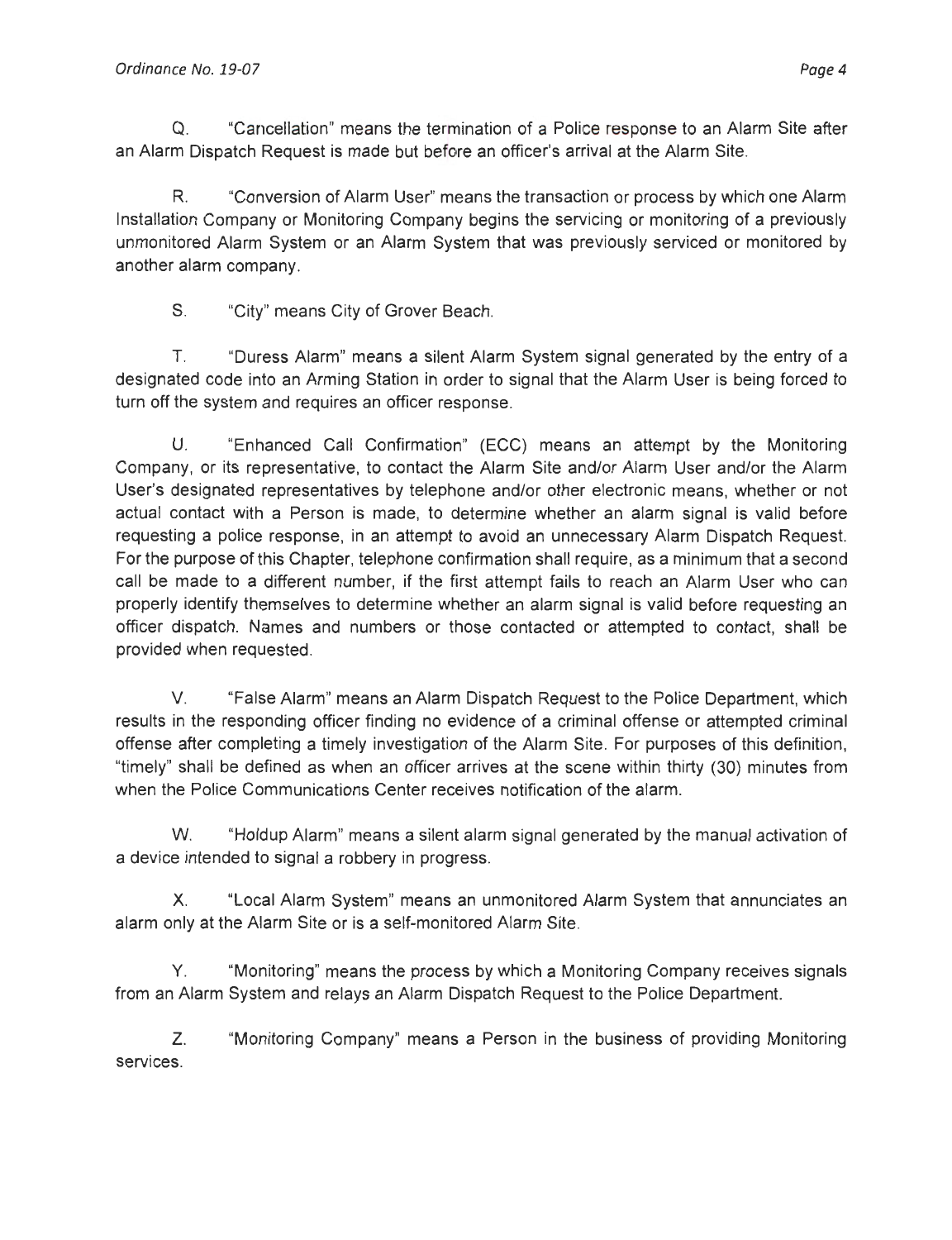Q. "Cancellation" means the termination of a Police response to an Alarm Site after an Alarm Dispatch Request is made but before an officer's arrival at the Alarm Site.

R. "Conversion of Alarm User" means the transaction or process by which one Alarm Installation Company or Monitoring Company begins the servicing or monitoring of a previously unmonitored Alarm System or an Alarm System that was previously serviced or monitored by another alarm company.

S. "City" means City of Grover Beach.

T. "Duress Alarm" means a silent Alarm System signal generated by the entry of a designated code into an Arming Station in order to signal that the Alarm User is being forced to turn off the system and requires an officer response.

U. "Enhanced Call Confirmation" (ECC) means an attempt by the Monitoring Company, or its representative, to contact the Alarm Site and/or Alarm User and/or the Alarm User's designated representatives by telephone and/or other electronic means, whether or not actual contact with a Person is made, to determine whether an alarm signal is valid before requesting a police response, in an attempt to avoid an unnecessary Alarm Dispatch Request. For the purpose of this Chapter, telephone confirmation shall require, as a minimum that a second call be made to a different number, if the first attempt fails to reach an Alarm User who can properly identify themselves to determine whether an alarm signal is valid before requesting an officer dispatch. Names and numbers or those contacted or attempted to contact, shall be provided when requested.

V. "False Alarm" means an Alarm Dispatch Request to the Police Department, which results in the responding officer finding no evidence of a criminal offense or attempted criminal offense after completing a timely investigation of the Alarm Site. For purposes of this definition, "timely" shall be defined as when an officer arrives at the scene within thirty (30) minutes from when the Police Communications Center receives notification of the alarm.

W. "Holdup Alarm" means a silent alarm signal generated by the manual activation of a device intended to signal a robbery in progress.

X. "Local Alarm System" means an unmonitored Alarm System that annunciates an alarm only at the Alarm Site or is a self-monitored Alarm Site.

Y. "Monitoring" means the process by which a Monitoring Company receives signals from an Alarm System and relays an Alarm Dispatch Request to the Police Department.

Z. "Monitoring Company" means a Person in the business of providing Monitoring services.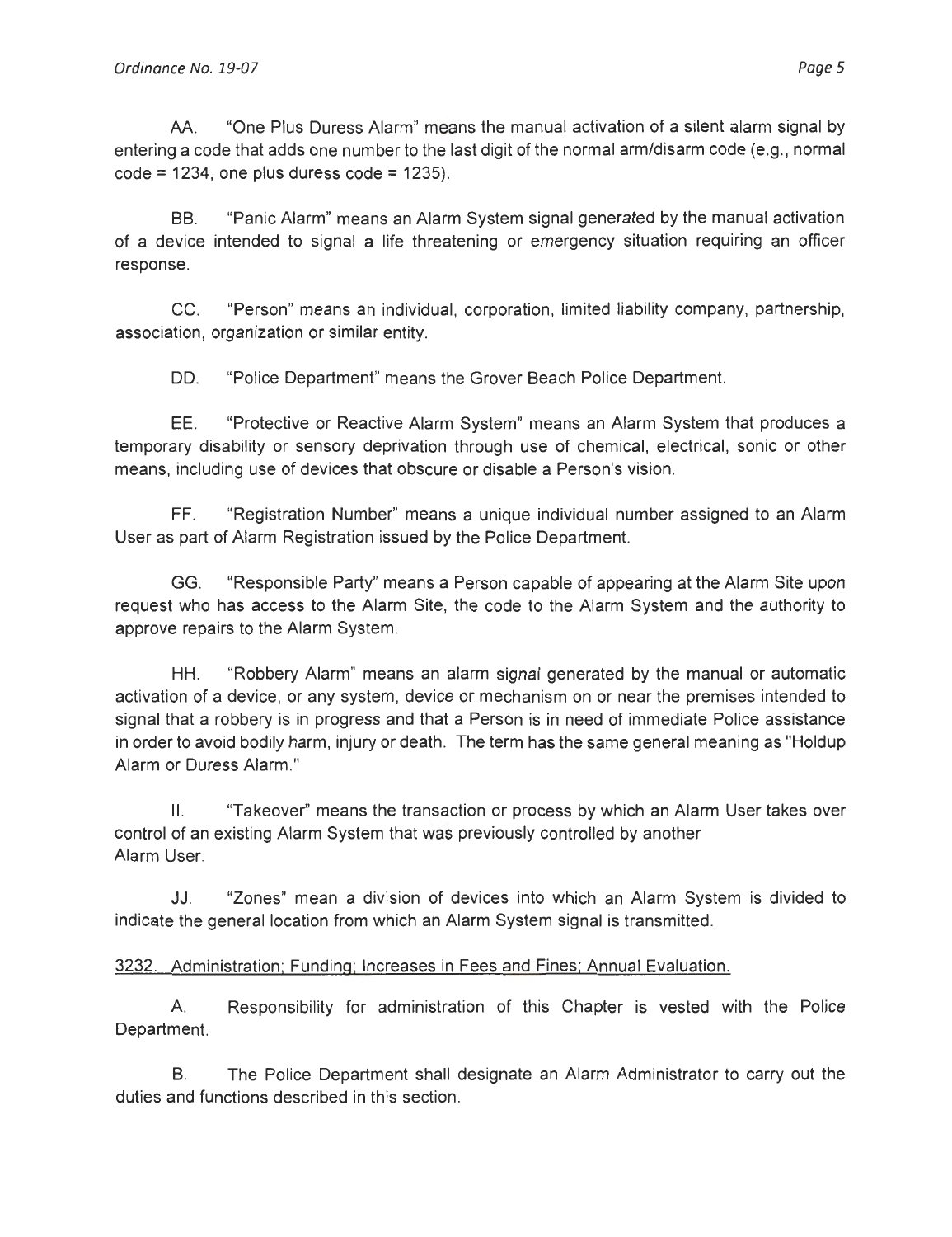AA. "One Plus Duress Alarm" means the manual activation of a silent alarm signal by entering a code that adds one number to the last digit of the normal arm/disarm code (e.g., normal code = 1234, one plus duress code = 1235).

BB. "Panic Alarm" means an Alarm System signal generated by the manual activation of a device intended to signal a life threatening or emergency situation requiring an officer response.

CC. "Person" means an individual, corporation, limited liability company, partnership, association, organization or similar entity.

DD. "Police Department" means the Grover Beach Police Department.

EE. "Protective or Reactive Alarm System" means an Alarm System that produces a temporary disability or sensory deprivation through use of chemical, electrical, sonic or other means, including use of devices that obscure or disable a Person's vision.

FF. "Registration Number" means a unique individual number assigned to an Alarm User as part of Alarm Registration issued by the Police Department.

GG. "Responsible Party" means a Person capable of appearing at the Alarm Site upon request who has access to the Alarm Site, the code to the Alarm System and the authority to approve repairs to the Alarm System.

HH. "Robbery Alarm" means an alarm signal generated by the manual or automatic activation of a device, or any system, device or mechanism on or near the premises intended to signal that a robbery is in progress and that a Person is in need of immediate Police assistance in order to avoid bodily harm, injury or death. The term has the same general meaning as "Holdup Alarm or Duress Alarm."

II. "Takeover" means the transaction or process by which an Alarm User takes over control of an existing Alarm System that was previously controlled by another Alarm User.

JJ. "Zones" mean a division of devices into which an Alarm System is divided to indicate the general location from which an Alarm System signal is transmitted.

3232. Administration; Funding; Increases in Fees and Fines; Annual Evaluation.

A. Responsibility for administration of this Chapter is vested with the Police Department.

B. The Police Department shall designate an Alarm Administrator to carry out the duties and functions described in this section.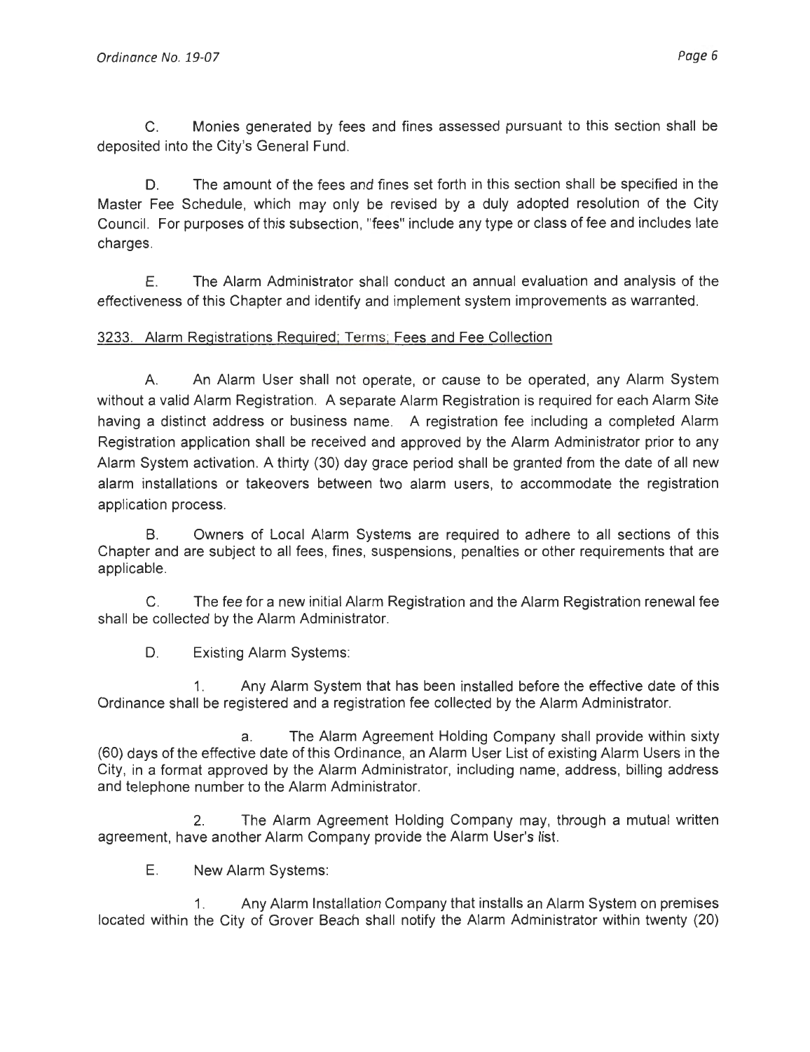C. Monies generated by fees and fines assessed pursuant to this section shall be deposited into the City's General Fund.

D. The amount of the fees and fines set forth in this section shall be specified in the Master Fee Schedule, which may only be revised by a duly adopted resolution of the City Council. For purposes of this subsection, "fees" include any type or class of fee and includes late charges.

E. The Alarm Administrator shall conduct an annual evaluation and analysis of the effectiveness of this Chapter and identify and implement system improvements as warranted.

3233. Alarm Registrations Required; Terms; Fees and Fee Collection

A. An Alarm User shall not operate, or cause to be operated, any Alarm System without a valid Alarm Registration. A separate Alarm Registration is required for each Alarm Site having a distinct address or business name. A registration fee including a completed Alarm Registration application shall be received and approved by the Alarm Administrator prior to any Alarm System activation. A thirty (30) day grace period shall be granted from the date of all new alarm installations or takeovers between two alarm users, to accommodate the registration application process.

B. Owners of Local Alarm Systems are required to adhere to all sections of this Chapter and are subject to all fees, fines, suspensions, penalties or other requirements that are applicable.

C. The fee for a new initial Alarm Registration and the Alarm Registration renewal fee shall be collected by the Alarm Administrator.

D. Existing Alarm Systems:

1. Any Alarm System that has been installed before the effective date of this Ordinance shall be registered and a registration fee collected by the Alarm Administrator.

a. The Alarm Agreement Holding Company shall provide within sixty (60) days of the effective date of this Ordinance, an Alarm User List of existing Alarm Users in the City, in a format approved by the Alarm Administrator, including name, address, billing address and telephone number to the Alarm Administrator.

2. The Alarm Agreement Holding Company may, through a mutual written agreement, have another Alarm Company provide the Alarm User's list.

E. New Alarm Systems:

1. Any Alarm Installation Company that installs an Alarm System on premises located within the City of Grover Beach shall notify the Alarm Administrator within twenty (20)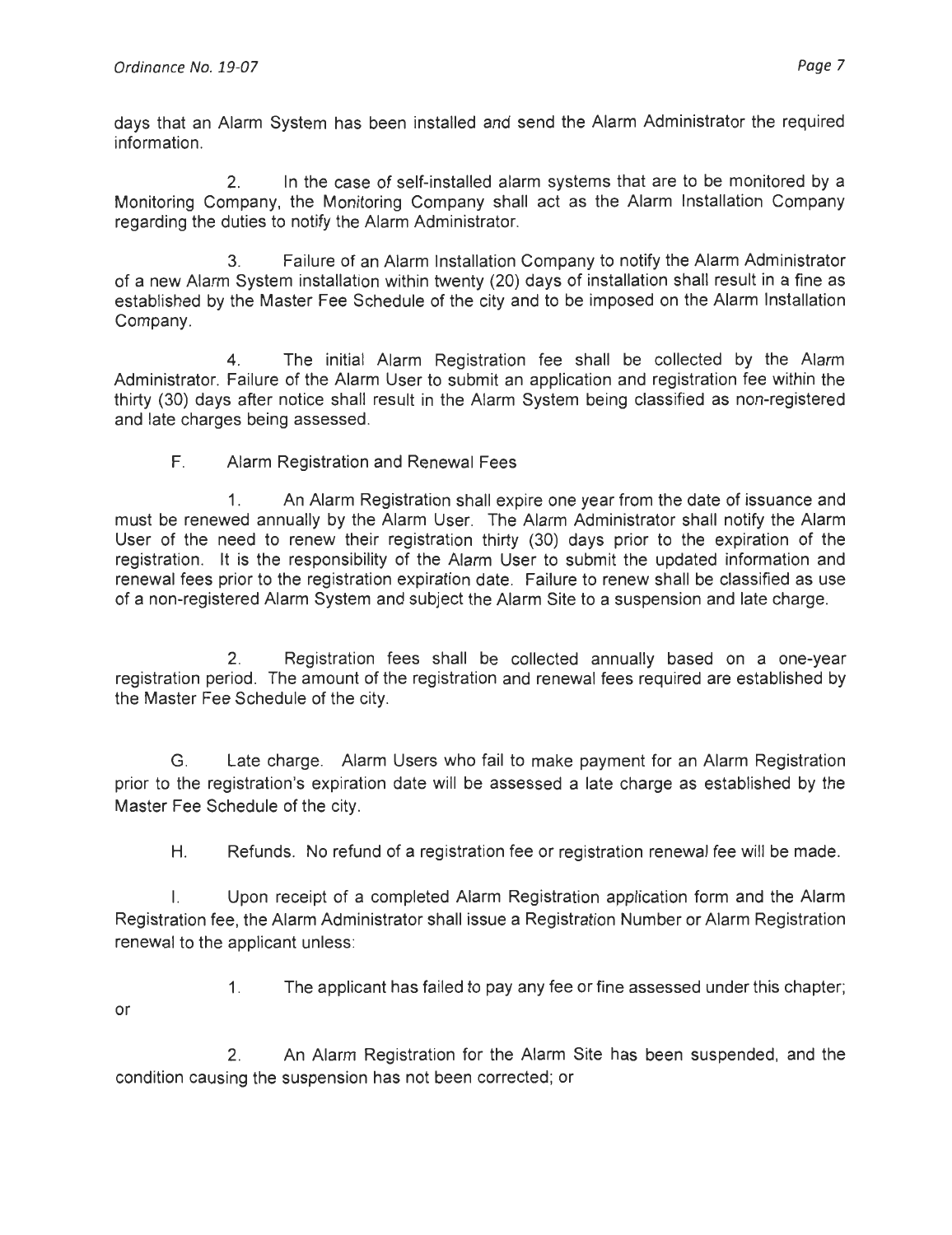days that an Alarm System has been installed and send the Alarm Administrator the required information.

2. In the case of self-installed alarm systems that are to be monitored by a Monitoring Company, the Monitoring Company shall act as the Alarm Installation Company regarding the duties to notify the Alarm Administrator.

3. Failure of an Alarm Installation Company to notify the Alarm Administrator of a new Alarm System installation within twenty (20) days of installation shall result in a fine as established by the Master Fee Schedule of the city and to be imposed on the Alarm Installation Company.

4. The initial Alarm Registration fee shall be collected by the Alarm Administrator. Failure of the Alarm User to submit an application and registration fee within the thirty (30) days after notice shall result in the Alarm System being classified as non-registered and late charges being assessed.

F. Alarm Registration and Renewal Fees

1. An Alarm Registration shall expire one year from the date of issuance and must be renewed annually by the Alarm User. The Alarm Administrator shall notify the Alarm User of the need to renew their registration thirty (30) days prior to the expiration of the registration. It is the responsibility of the Alarm User to submit the updated information and renewal fees prior to the registration expiration date. Failure to renew shall be classified as use of a non-registered Alarm System and subject the Alarm Site to a suspension and late charge.

2. Registration fees shall be collected annually based on a one-year registration period. The amount of the registration and renewal fees required are established by the Master Fee Schedule of the city.

G. Late charge. Alarm Users who fail to make payment for an Alarm Registration prior to the registration's expiration date will be assessed a late charge as established by the Master Fee Schedule of the city.

H. Refunds. No refund of a registration fee or registration renewal fee will be made.

I. Upon receipt of a completed Alarm Registration application form and the Alarm Registration fee, the Alarm Administrator shall issue a Registration Number or Alarm Registration renewal to the applicant unless:

1. The applicant has failed to pay any fee or fine assessed under this chapter; or

2. An Alarm Registration for the Alarm Site has been suspended, and the condition causing the suspension has not been corrected; or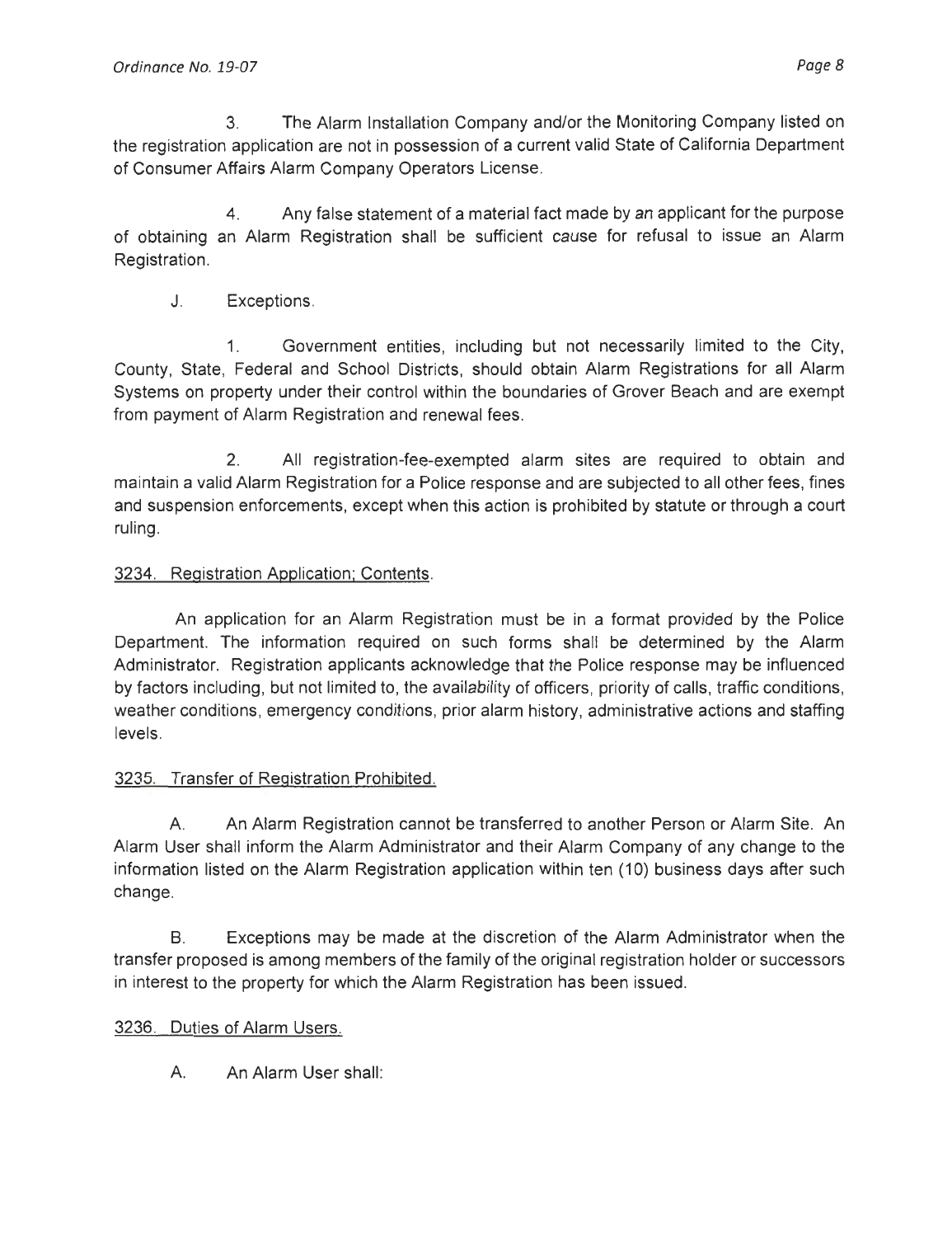3. The Alarm Installation Company and/or the Monitoring Company listed on the registration application are not in possession of a current valid State of California Department of Consumer Affairs Alarm Company Operators License.

4. Any false statement of a material fact made by an applicant for the purpose of obtaining an Alarm Registration shall be sufficient cause for refusal to issue an Alarm Registration.

J. Exceptions.

1. Government entities, including but not necessarily limited to the City, County, State, Federal and School Districts, should obtain Alarm Registrations for all Alarm Systems on property under their control within the boundaries of Grover Beach and are exempt from payment of Alarm Registration and renewal fees.

2. All registration-fee-exempted alarm sites are required to obtain and maintain a valid Alarm Registration for a Police response and are subjected to all other fees, fines and suspension enforcements, except when this action is prohibited by statute or through a court ruling.

3234. Registration Application; Contents.

An application for an Alarm Registration must be in a format provided by the Police Department. The information required on such forms shall be determined by the Alarm Administrator. Registration applicants acknowledge that the Police response may be influenced by factors including, but not limited to, the availability of officers, priority of calls, traffic conditions, weather conditions, emergency conditions, prior alarm history, administrative actions and staffing levels.

3235. Transfer of Registration Prohibited.

A. An Alarm Registration cannot be transferred to another Person or Alarm Site. An Alarm User shall inform the Alarm Administrator and their Alarm Company of any change to the information listed on the Alarm Registration application within ten (10) business days after such change.

B. Exceptions may be made at the discretion of the Alarm Administrator when the transfer proposed is among members of the family of the original registration holder or successors in interest to the property for which the Alarm Registration has been issued.

3236. Duties of Alarm Users.

A. An Alarm User shall: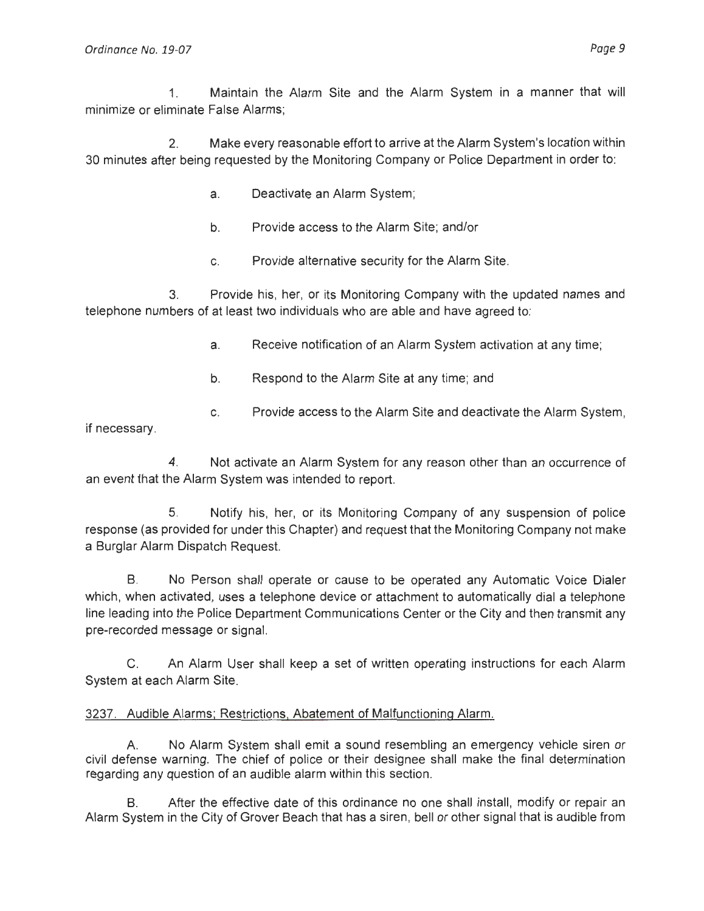1. Maintain the Alarm Site and the Alarm System in a manner that will minimize or eliminate False Alarms;

2. Make every reasonable effort to arrive at the Alarm System's location within 30 minutes after being requested by the Monitoring Company or Police Department in order to:

   a. Deactivate an Alarm System;

   b. Provide access to the Alarm Site; and/or

   c. Provide alternative security for the Alarm Site.

3. Provide his, her, or its Monitoring Company with the updated names and telephone numbers of at least two individuals who are able and have agreed to:

   a. Receive notification of an Alarm System activation at any time;

   b. Respond to the Alarm Site at any time; and

   c. Provide access to the Alarm Site and deactivate the Alarm System, if necessary.

4. Not activate an Alarm System for any reason other than an occurrence of an event that the Alarm System was intended to report.

5. Notify his, her, or its Monitoring Company of any suspension of police response (as provided for under this Chapter) and request that the Monitoring Company not make a Burglar Alarm Dispatch Request.

B. No Person shall operate or cause to be operated any Automatic Voice Dialer which, when activated, uses a telephone device or attachment to automatically dial a telephone line leading into the Police Department Communications Center or the City and then transmit any pre-recorded message or signal.

C. An Alarm User shall keep a set of written operating instructions for each Alarm System at each Alarm Site.

3237. Audible Alarms; Restrictions, Abatement of Malfunctioning Alarm.

A. No Alarm System shall emit a sound resembling an emergency vehicle siren or civil defense warning. The chief of police or their designee shall make the final determination regarding any question of an audible alarm within this section.

B. After the effective date of this ordinance no one shall install, modify or repair an Alarm System in the City of Grover Beach that has a siren, bell or other signal that is audible from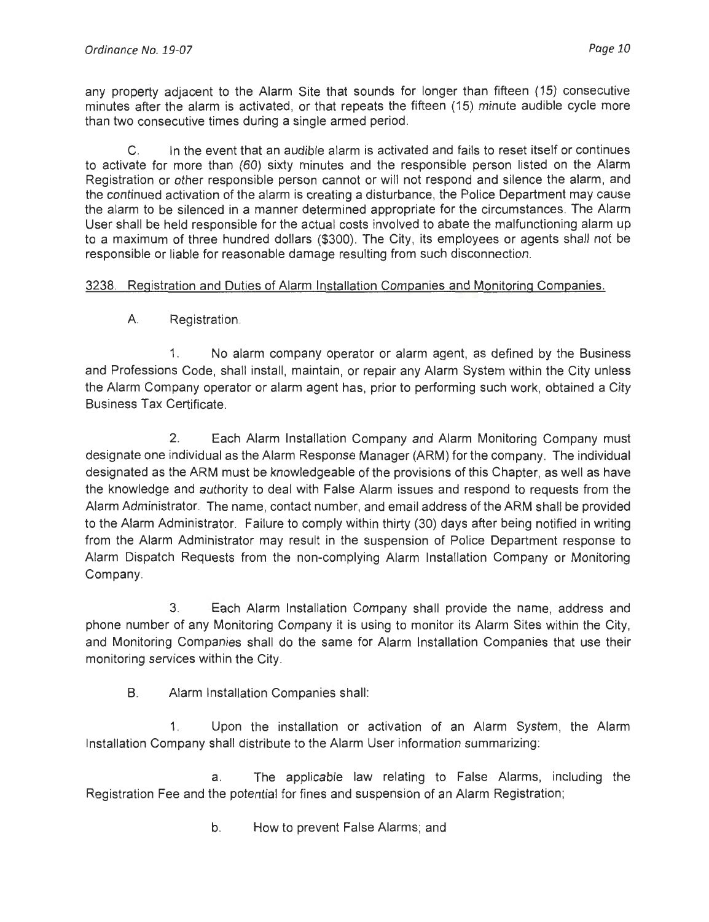any property adjacent to the Alarm Site that sounds for longer than fifteen (15) consecutive minutes after the alarm is activated, or that repeats the fifteen (15) minute audible cycle more than two consecutive times during a single armed period.

C. In the event that an audible alarm is activated and fails to reset itself or continues to activate for more than (60) sixty minutes and the responsible person listed on the Alarm Registration or other responsible person cannot or will not respond and silence the alarm, and the continued activation of the alarm is creating a disturbance, the Police Department may cause the alarm to be silenced in a manner determined appropriate for the circumstances. The Alarm User shall be held responsible for the actual costs involved to abate the malfunctioning alarm up to a maximum of three hundred dollars ($300). The City, its employees or agents shall not be responsible or liable for reasonable damage resulting from such disconnection.

3238. Registration and Duties of Alarm Installation Companies and Monitoring Companies.

A. Registration.

1. No alarm company operator or alarm agent, as defined by the Business and Professions Code, shall install, maintain, or repair any Alarm System within the City unless the Alarm Company operator or alarm agent has, prior to performing such work, obtained a City Business Tax Certificate.

2. Each Alarm Installation Company and Alarm Monitoring Company must designate one individual as the Alarm Response Manager (ARM) for the company. The individual designated as the ARM must be knowledgeable of the provisions of this Chapter, as well as have the knowledge and authority to deal with False Alarm issues and respond to requests from the Alarm Administrator. The name, contact number, and email address of the ARM shall be provided to the Alarm Administrator. Failure to comply within thirty (30) days after being notified in writing from the Alarm Administrator may result in the suspension of Police Department response to Alarm Dispatch Requests from the non-complying Alarm Installation Company or Monitoring Company.

3. Each Alarm Installation Company shall provide the name, address and phone number of any Monitoring Company it is using to monitor its Alarm Sites within the City, and Monitoring Companies shall do the same for Alarm Installation Companies that use their monitoring services within the City.

B. Alarm Installation Companies shall:

1. Upon the installation or activation of an Alarm System, the Alarm Installation Company shall distribute to the Alarm User information summarizing:

a. The applicable law relating to False Alarms, including the Registration Fee and the potential for fines and suspension of an Alarm Registration;

b. How to prevent False Alarms; and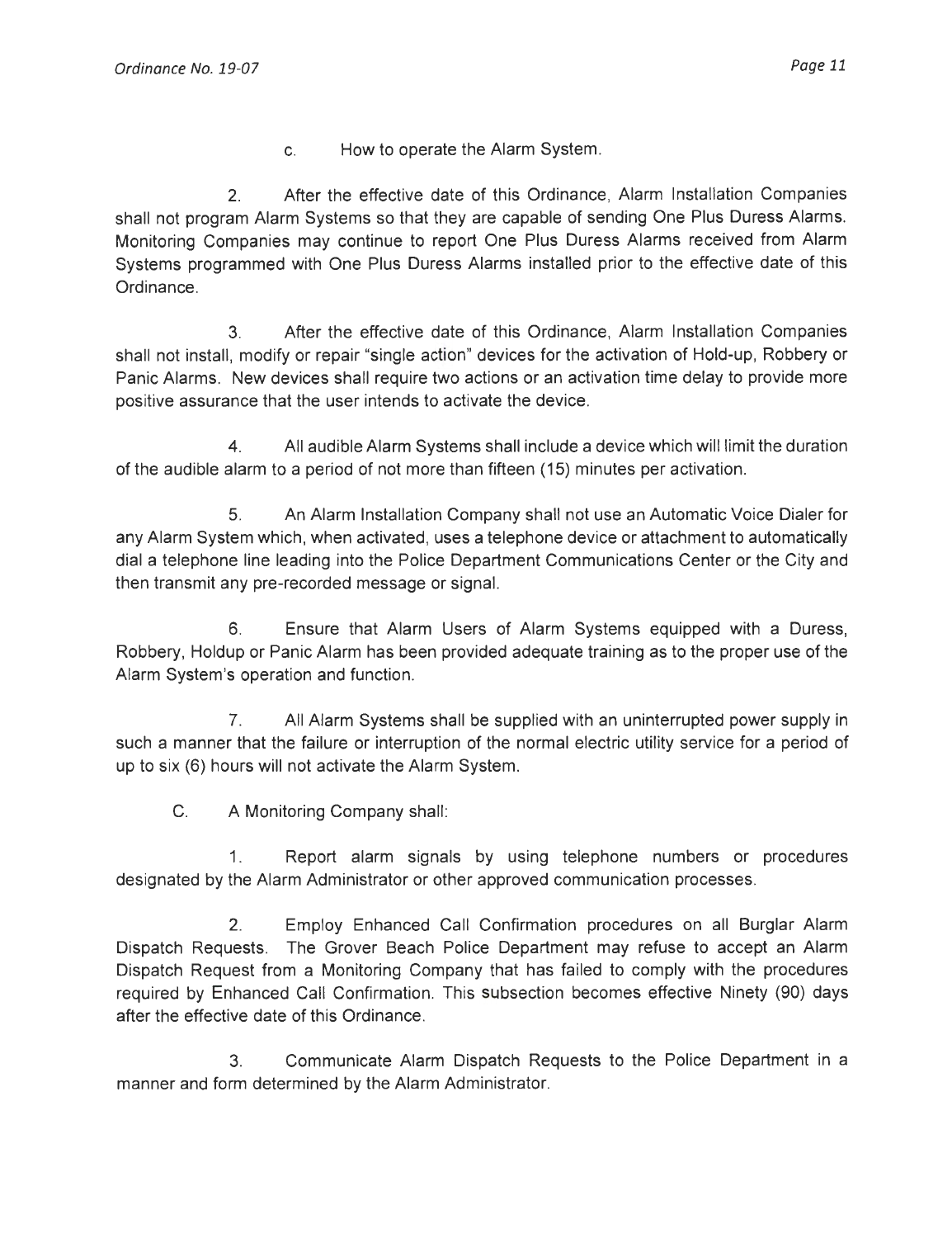c. How to operate the Alarm System.

2. After the effective date of this Ordinance, Alarm Installation Companies shall not program Alarm Systems so that they are capable of sending One Plus Duress Alarms. Monitoring Companies may continue to report One Plus Duress Alarms received from Alarm Systems programmed with One Plus Duress Alarms installed prior to the effective date of this Ordinance.

3. After the effective date of this Ordinance, Alarm Installation Companies shall not install, modify or repair "single action" devices for the activation of Hold-up, Robbery or Panic Alarms. New devices shall require two actions or an activation time delay to provide more positive assurance that the user intends to activate the device.

4. All audible Alarm Systems shall include a device which will limit the duration of the audible alarm to a period of not more than fifteen (15) minutes per activation.

5. An Alarm Installation Company shall not use an Automatic Voice Dialer for any Alarm System which, when activated, uses a telephone device or attachment to automatically dial a telephone line leading into the Police Department Communications Center or the City and then transmit any pre-recorded message or signal.

6. Ensure that Alarm Users of Alarm Systems equipped with a Duress, Robbery, Holdup or Panic Alarm has been provided adequate training as to the proper use of the Alarm System's operation and function.

7. All Alarm Systems shall be supplied with an uninterrupted power supply in such a manner that the failure or interruption of the normal electric utility service for a period of up to six (6) hours will not activate the Alarm System.

C. A Monitoring Company shall:

1. Report alarm signals by using telephone numbers or procedures designated by the Alarm Administrator or other approved communication processes.

2. Employ Enhanced Call Confirmation procedures on all Burglar Alarm Dispatch Requests. The Grover Beach Police Department may refuse to accept an Alarm Dispatch Request from a Monitoring Company that has failed to comply with the procedures required by Enhanced Call Confirmation. This subsection becomes effective Ninety (90) days after the effective date of this Ordinance.

3. Communicate Alarm Dispatch Requests to the Police Department in a manner and form determined by the Alarm Administrator.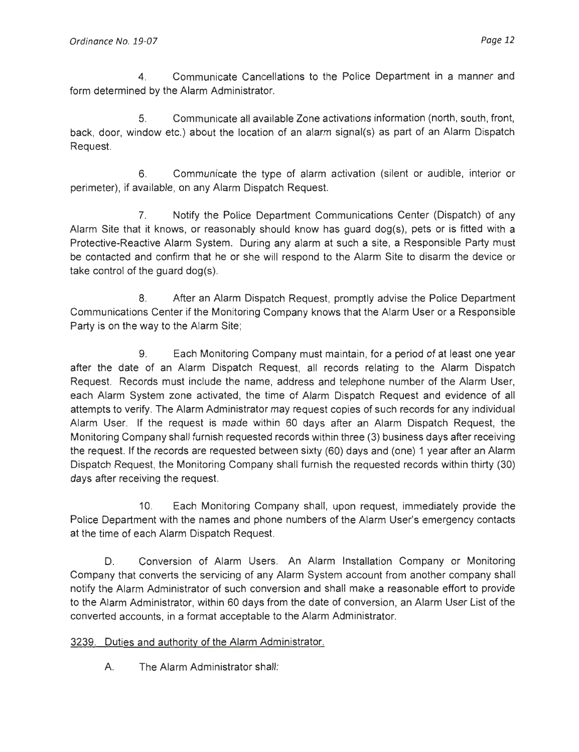4. Communicate Cancellations to the Police Department in a manner and form determined by the Alarm Administrator.

5. Communicate all available Zone activations information (north, south, front, back, door, window etc.) about the location of an alarm signal(s) as part of an Alarm Dispatch Request.

6. Communicate the type of alarm activation (silent or audible, interior or perimeter), if available, on any Alarm Dispatch Request.

7. Notify the Police Department Communications Center (Dispatch) of any Alarm Site that it knows, or reasonably should know has guard dog(s), pets or is fitted with a Protective-Reactive Alarm System. During any alarm at such a site, a Responsible Party must be contacted and confirm that he or she will respond to the Alarm Site to disarm the device or take control of the guard dog(s).

8. After an Alarm Dispatch Request, promptly advise the Police Department Communications Center if the Monitoring Company knows that the Alarm User or a Responsible Party is on the way to the Alarm Site;

9. Each Monitoring Company must maintain, for a period of at least one year after the date of an Alarm Dispatch Request, all records relating to the Alarm Dispatch Request. Records must include the name, address and telephone number of the Alarm User, each Alarm System zone activated, the time of Alarm Dispatch Request and evidence of all attempts to verify. The Alarm Administrator may request copies of such records for any individual Alarm User. If the request is made within 60 days after an Alarm Dispatch Request, the Monitoring Company shall furnish requested records within three (3) business days after receiving the request. If the records are requested between sixty (60) days and (one) 1 year after an Alarm Dispatch Request, the Monitoring Company shall furnish the requested records within thirty (30) days after receiving the request.

10. Each Monitoring Company shall, upon request, immediately provide the Police Department with the names and phone numbers of the Alarm User's emergency contacts at the time of each Alarm Dispatch Request.

D. Conversion of Alarm Users. An Alarm Installation Company or Monitoring Company that converts the servicing of any Alarm System account from another company shall notify the Alarm Administrator of such conversion and shall make a reasonable effort to provide to the Alarm Administrator, within 60 days from the date of conversion, an Alarm User List of the converted accounts, in a format acceptable to the Alarm Administrator.

3239. Duties and authority of the Alarm Administrator.

A. The Alarm Administrator shall: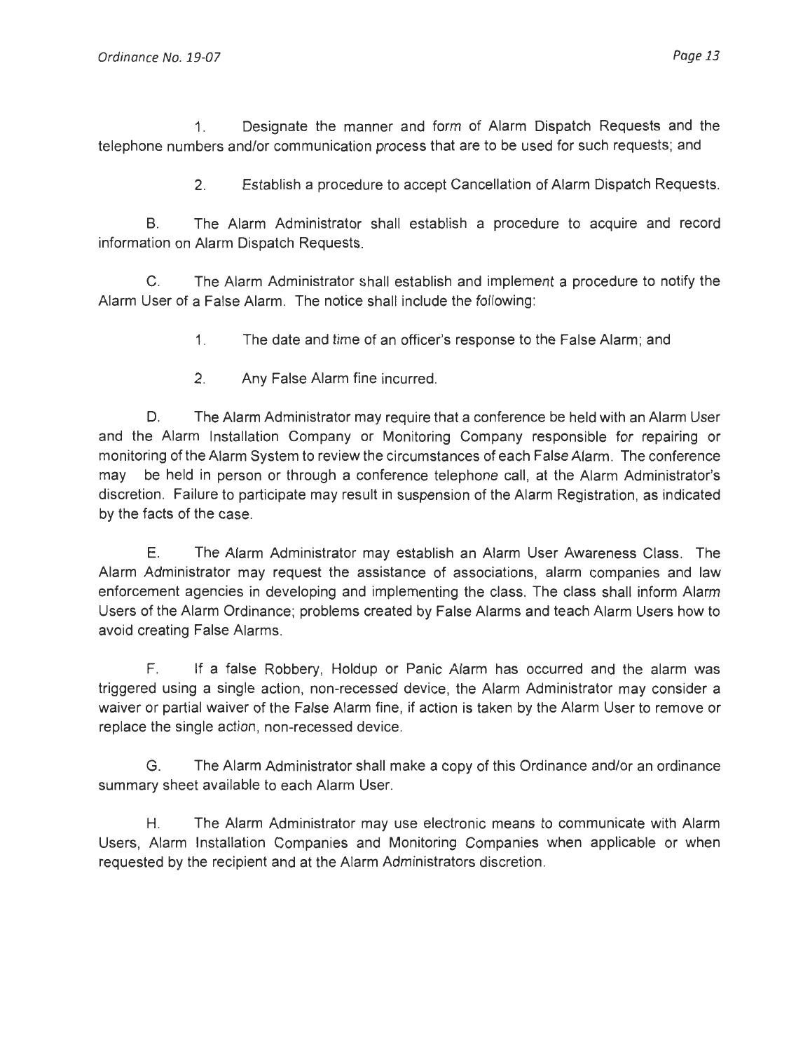1. Designate the manner and form of Alarm Dispatch Requests and the telephone numbers and/or communication process that are to be used for such requests; and

2. Establish a procedure to accept Cancellation of Alarm Dispatch Requests.

B. The Alarm Administrator shall establish a procedure to acquire and record information on Alarm Dispatch Requests.

C. The Alarm Administrator shall establish and implement a procedure to notify the Alarm User of a False Alarm. The notice shall include the following:

1. The date and time of an officer's response to the False Alarm; and

2. Any False Alarm fine incurred.

D. The Alarm Administrator may require that a conference be held with an Alarm User and the Alarm Installation Company or Monitoring Company responsible for repairing or monitoring of the Alarm System to review the circumstances of each False Alarm. The conference may be held in person or through a conference telephone call, at the Alarm Administrator's discretion. Failure to participate may result in suspension of the Alarm Registration, as indicated by the facts of the case.

E. The Alarm Administrator may establish an Alarm User Awareness Class. The Alarm Administrator may request the assistance of associations, alarm companies and law enforcement agencies in developing and implementing the class. The class shall inform Alarm Users of the Alarm Ordinance; problems created by False Alarms and teach Alarm Users how to avoid creating False Alarms.

F. If a false Robbery, Holdup or Panic Alarm has occurred and the alarm was triggered using a single action, non-recessed device, the Alarm Administrator may consider a waiver or partial waiver of the False Alarm fine, if action is taken by the Alarm User to remove or replace the single action, non-recessed device.

G. The Alarm Administrator shall make a copy of this Ordinance and/or an ordinance summary sheet available to each Alarm User.

H. The Alarm Administrator may use electronic means to communicate with Alarm Users, Alarm Installation Companies and Monitoring Companies when applicable or when requested by the recipient and at the Alarm Administrators discretion.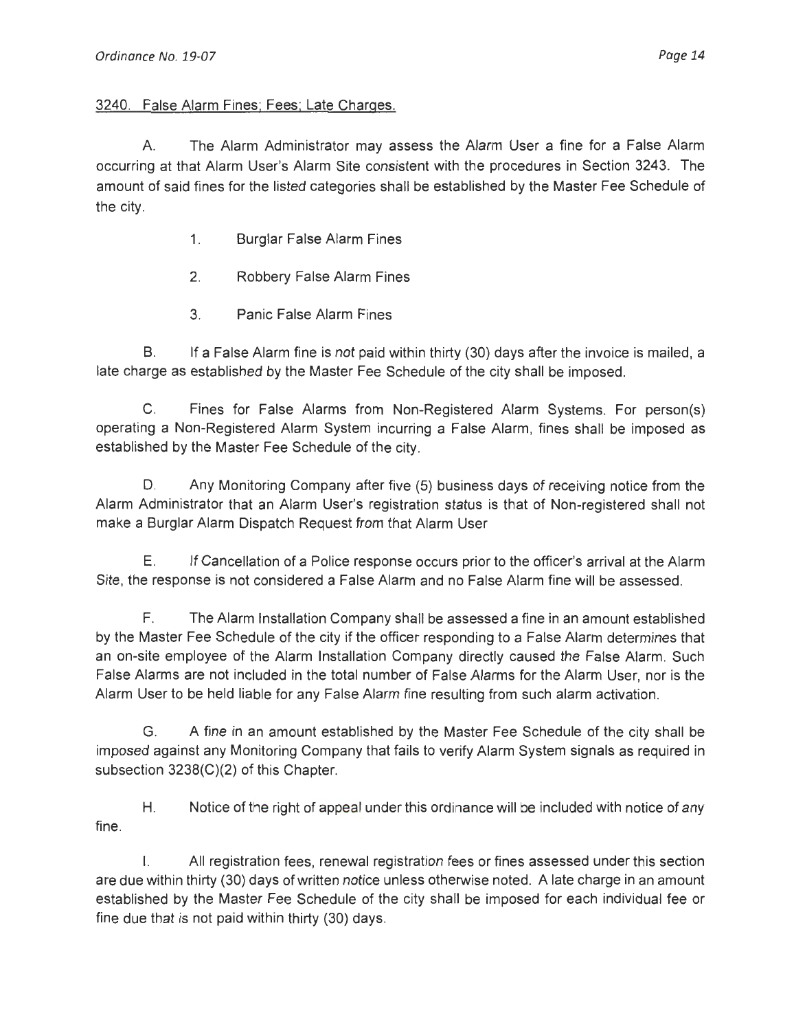3240. False Alarm Fines; Fees; Late Charges.

A. The Alarm Administrator may assess the Alarm User a fine for a False Alarm occurring at that Alarm User's Alarm Site consistent with the procedures in Section 3243. The amount of said fines for the listed categories shall be established by the Master Fee Schedule of the city.

1. Burglar False Alarm Fines
2. Robbery False Alarm Fines
3. Panic False Alarm Fines

B. If a False Alarm fine is not paid within thirty (30) days after the invoice is mailed, a late charge as established by the Master Fee Schedule of the city shall be imposed.

C. Fines for False Alarms from Non-Registered Alarm Systems. For person(s) operating a Non-Registered Alarm System incurring a False Alarm, fines shall be imposed as established by the Master Fee Schedule of the city.

D. Any Monitoring Company after five (5) business days of receiving notice from the Alarm Administrator that an Alarm User's registration status is that of Non-registered shall not make a Burglar Alarm Dispatch Request from that Alarm User

E. If Cancellation of a Police response occurs prior to the officer's arrival at the Alarm Site, the response is not considered a False Alarm and no False Alarm fine will be assessed.

F. The Alarm Installation Company shall be assessed a fine in an amount established by the Master Fee Schedule of the city if the officer responding to a False Alarm determines that an on-site employee of the Alarm Installation Company directly caused the False Alarm. Such False Alarms are not included in the total number of False Alarms for the Alarm User, nor is the Alarm User to be held liable for any False Alarm fine resulting from such alarm activation.

G. A fine in an amount established by the Master Fee Schedule of the city shall be imposed against any Monitoring Company that fails to verify Alarm System signals as required in subsection 3238(C)(2) of this Chapter.

H. Notice of the right of appeal under this ordinance will be included with notice of any fine.

I. All registration fees, renewal registration fees or fines assessed under this section are due within thirty (30) days of written notice unless otherwise noted. A late charge in an amount established by the Master Fee Schedule of the city shall be imposed for each individual fee or fine due that is not paid within thirty (30) days.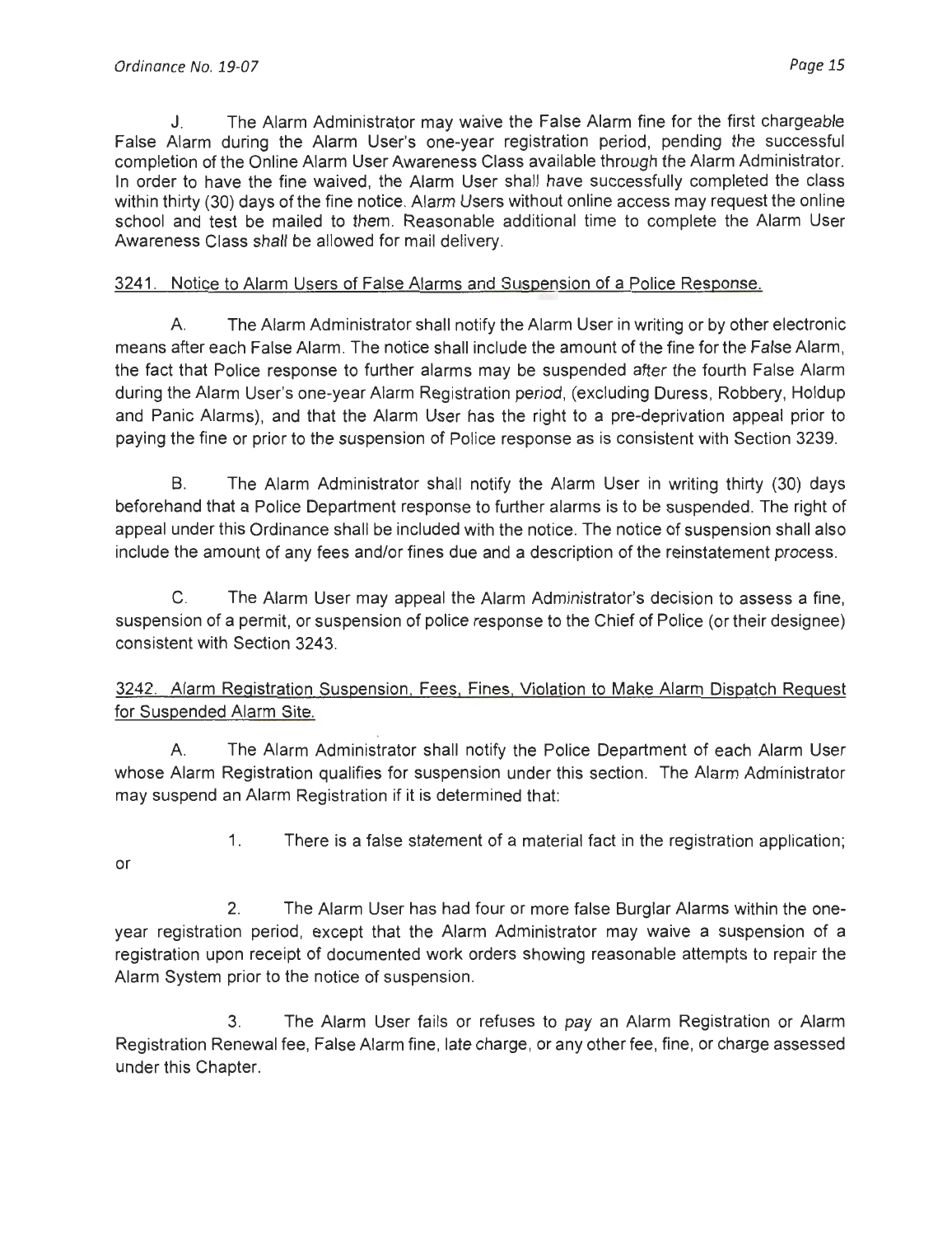J. The Alarm Administrator may waive the False Alarm fine for the first chargeable False Alarm during the Alarm User's one-year registration period, pending the successful completion of the Online Alarm User Awareness Class available through the Alarm Administrator. In order to have the fine waived, the Alarm User shall have successfully completed the class within thirty (30) days of the fine notice. Alarm Users without online access may request the online school and test be mailed to them. Reasonable additional time to complete the Alarm User Awareness Class shall be allowed for mail delivery.

3241. Notice to Alarm Users of False Alarms and Suspension of a Police Response.

A. The Alarm Administrator shall notify the Alarm User in writing or by other electronic means after each False Alarm. The notice shall include the amount of the fine for the False Alarm, the fact that Police response to further alarms may be suspended after the fourth False Alarm during the Alarm User's one-year Alarm Registration period, (excluding Duress, Robbery, Holdup and Panic Alarms), and that the Alarm User has the right to a pre-deprivation appeal prior to paying the fine or prior to the suspension of Police response as is consistent with Section 3239.

B. The Alarm Administrator shall notify the Alarm User in writing thirty (30) days beforehand that a Police Department response to further alarms is to be suspended. The right of appeal under this Ordinance shall be included with the notice. The notice of suspension shall also include the amount of any fees and/or fines due and a description of the reinstatement process.

C. The Alarm User may appeal the Alarm Administrator's decision to assess a fine, suspension of a permit, or suspension of police response to the Chief of Police (or their designee) consistent with Section 3243.

3242. Alarm Registration Suspension, Fees, Fines, Violation to Make Alarm Dispatch Request for Suspended Alarm Site.

A. The Alarm Administrator shall notify the Police Department of each Alarm User whose Alarm Registration qualifies for suspension under this section. The Alarm Administrator may suspend an Alarm Registration if it is determined that:

1. There is a false statement of a material fact in the registration application; or

2. The Alarm User has had four or more false Burglar Alarms within the one-year registration period, except that the Alarm Administrator may waive a suspension of a registration upon receipt of documented work orders showing reasonable attempts to repair the Alarm System prior to the notice of suspension.

3. The Alarm User fails or refuses to pay an Alarm Registration or Alarm Registration Renewal fee, False Alarm fine, late charge, or any other fee, fine, or charge assessed under this Chapter.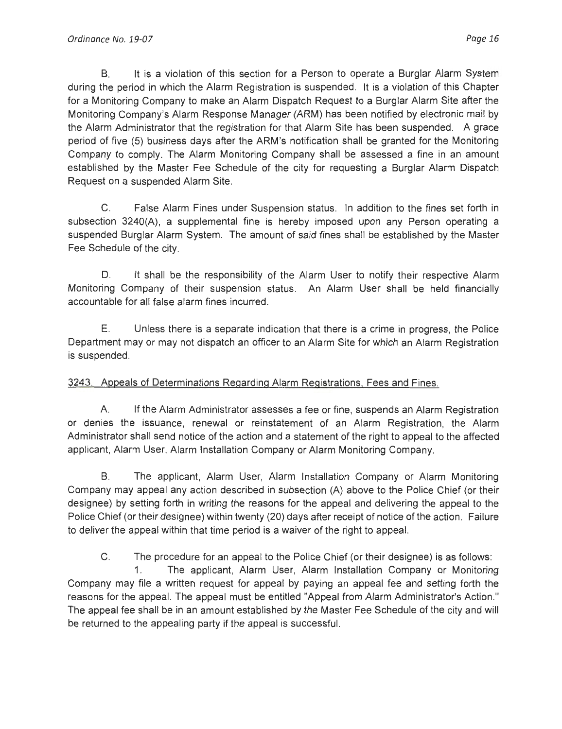B. It is a violation of this section for a Person to operate a Burglar Alarm System during the period in which the Alarm Registration is suspended. It is a violation of this Chapter for a Monitoring Company to make an Alarm Dispatch Request to a Burglar Alarm Site after the Monitoring Company's Alarm Response Manager (ARM) has been notified by electronic mail by the Alarm Administrator that the registration for that Alarm Site has been suspended. A grace period of five (5) business days after the ARM's notification shall be granted for the Monitoring Company to comply. The Alarm Monitoring Company shall be assessed a fine in an amount established by the Master Fee Schedule of the city for requesting a Burglar Alarm Dispatch Request on a suspended Alarm Site.

C. False Alarm Fines under Suspension status. In addition to the fines set forth in subsection 3240(A), a supplemental fine is hereby imposed upon any Person operating a suspended Burglar Alarm System. The amount of said fines shall be established by the Master Fee Schedule of the city.

D. It shall be the responsibility of the Alarm User to notify their respective Alarm Monitoring Company of their suspension status. An Alarm User shall be held financially accountable for all false alarm fines incurred.

E. Unless there is a separate indication that there is a crime in progress, the Police Department may or may not dispatch an officer to an Alarm Site for which an Alarm Registration is suspended.

3243. Appeals of Determinations Regarding Alarm Registrations, Fees and Fines.

A. If the Alarm Administrator assesses a fee or fine, suspends an Alarm Registration or denies the issuance, renewal or reinstatement of an Alarm Registration, the Alarm Administrator shall send notice of the action and a statement of the right to appeal to the affected applicant, Alarm User, Alarm Installation Company or Alarm Monitoring Company.

B. The applicant, Alarm User, Alarm Installation Company or Alarm Monitoring Company may appeal any action described in subsection (A) above to the Police Chief (or their designee) by setting forth in writing the reasons for the appeal and delivering the appeal to the Police Chief (or their designee) within twenty (20) days after receipt of notice of the action. Failure to deliver the appeal within that time period is a waiver of the right to appeal.

C. The procedure for an appeal to the Police Chief (or their designee) is as follows:

1. The applicant, Alarm User, Alarm Installation Company or Monitoring Company may file a written request for appeal by paying an appeal fee and setting forth the reasons for the appeal. The appeal must be entitled "Appeal from Alarm Administrator's Action." The appeal fee shall be in an amount established by the Master Fee Schedule of the city and will be returned to the appealing party if the appeal is successful.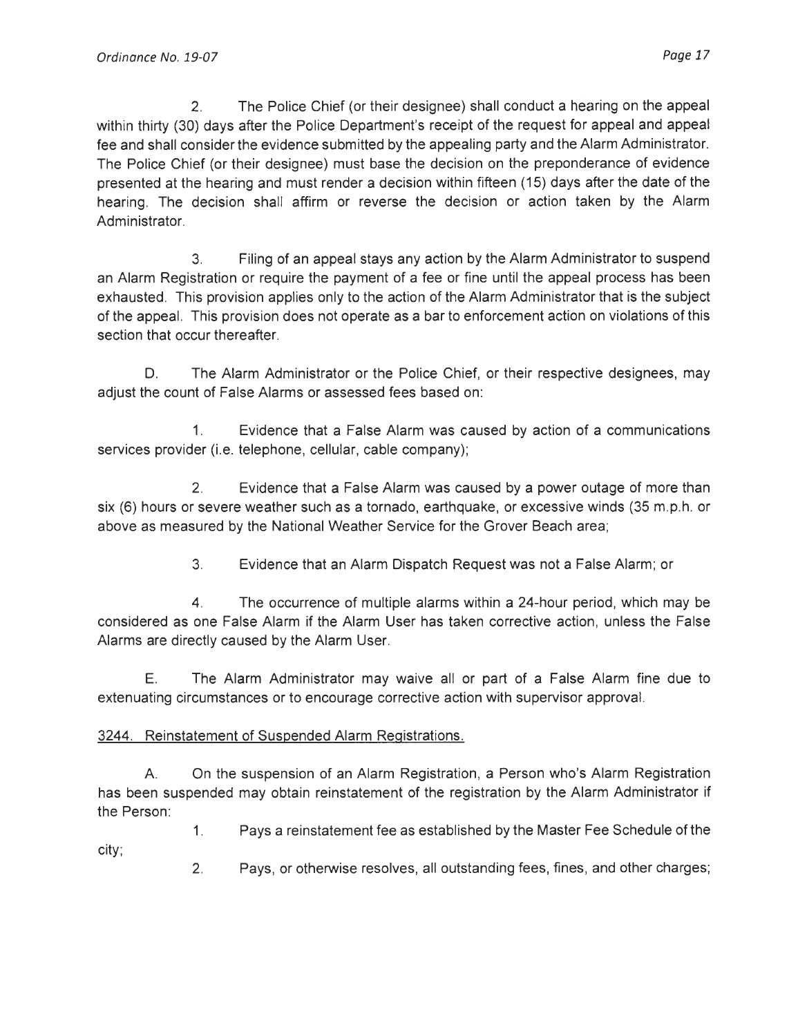2. The Police Chief (or their designee) shall conduct a hearing on the appeal within thirty (30) days after the Police Department's receipt of the request for appeal and appeal fee and shall consider the evidence submitted by the appealing party and the Alarm Administrator. The Police Chief (or their designee) must base the decision on the preponderance of evidence presented at the hearing and must render a decision within fifteen (15) days after the date of the hearing. The decision shall affirm or reverse the decision or action taken by the Alarm Administrator.

3. Filing of an appeal stays any action by the Alarm Administrator to suspend an Alarm Registration or require the payment of a fee or fine until the appeal process has been exhausted. This provision applies only to the action of the Alarm Administrator that is the subject of the appeal. This provision does not operate as a bar to enforcement action on violations of this section that occur thereafter.

D. The Alarm Administrator or the Police Chief, or their respective designees, may adjust the count of False Alarms or assessed fees based on:

1. Evidence that a False Alarm was caused by action of a communications services provider (i.e. telephone, cellular, cable company);

2. Evidence that a False Alarm was caused by a power outage of more than six (6) hours or severe weather such as a tornado, earthquake, or excessive winds (35 m.p.h. or above as measured by the National Weather Service for the Grover Beach area;

3. Evidence that an Alarm Dispatch Request was not a False Alarm; or

4. The occurrence of multiple alarms within a 24-hour period, which may be considered as one False Alarm if the Alarm User has taken corrective action, unless the False Alarms are directly caused by the Alarm User.

E. The Alarm Administrator may waive all or part of a False Alarm fine due to extenuating circumstances or to encourage corrective action with supervisor approval.

<u>3244. Reinstatement of Suspended Alarm Registrations.</u>

A. On the suspension of an Alarm Registration, a Person who's Alarm Registration has been suspended may obtain reinstatement of the registration by the Alarm Administrator if the Person:

1. Pays a reinstatement fee as established by the Master Fee Schedule of the city;

2. Pays, or otherwise resolves, all outstanding fees, fines, and other charges;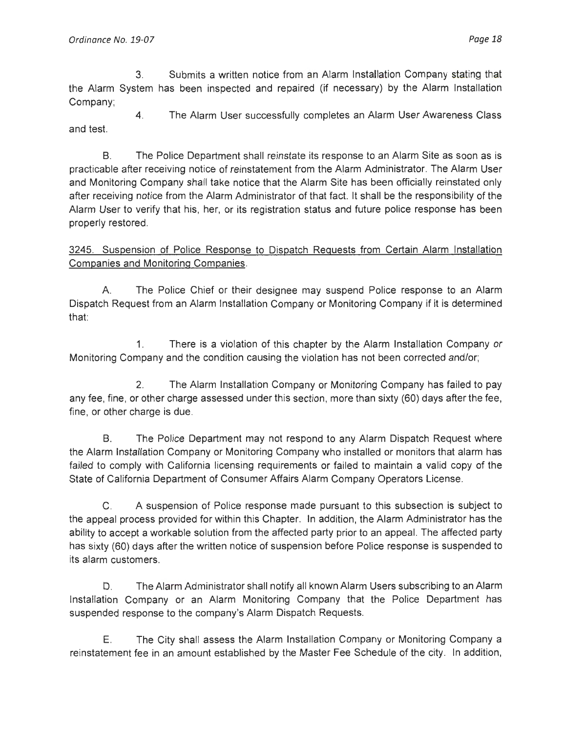3. Submits a written notice from an Alarm Installation Company stating that the Alarm System has been inspected and repaired (if necessary) by the Alarm Installation Company;

4. The Alarm User successfully completes an Alarm User Awareness Class and test.

B. The Police Department shall reinstate its response to an Alarm Site as soon as is practicable after receiving notice of reinstatement from the Alarm Administrator. The Alarm User and Monitoring Company shall take notice that the Alarm Site has been officially reinstated only after receiving notice from the Alarm Administrator of that fact. It shall be the responsibility of the Alarm User to verify that his, her, or its registration status and future police response has been properly restored.

3245. Suspension of Police Response to Dispatch Requests from Certain Alarm Installation Companies and Monitoring Companies.

A. The Police Chief or their designee may suspend Police response to an Alarm Dispatch Request from an Alarm Installation Company or Monitoring Company if it is determined that:

1. There is a violation of this chapter by the Alarm Installation Company or Monitoring Company and the condition causing the violation has not been corrected and/or;

2. The Alarm Installation Company or Monitoring Company has failed to pay any fee, fine, or other charge assessed under this section, more than sixty (60) days after the fee, fine, or other charge is due.

B. The Police Department may not respond to any Alarm Dispatch Request where the Alarm Installation Company or Monitoring Company who installed or monitors that alarm has failed to comply with California licensing requirements or failed to maintain a valid copy of the State of California Department of Consumer Affairs Alarm Company Operators License.

C. A suspension of Police response made pursuant to this subsection is subject to the appeal process provided for within this Chapter. In addition, the Alarm Administrator has the ability to accept a workable solution from the affected party prior to an appeal. The affected party has sixty (60) days after the written notice of suspension before Police response is suspended to its alarm customers.

D. The Alarm Administrator shall notify all known Alarm Users subscribing to an Alarm Installation Company or an Alarm Monitoring Company that the Police Department has suspended response to the company's Alarm Dispatch Requests.

E. The City shall assess the Alarm Installation Company or Monitoring Company a reinstatement fee in an amount established by the Master Fee Schedule of the city. In addition,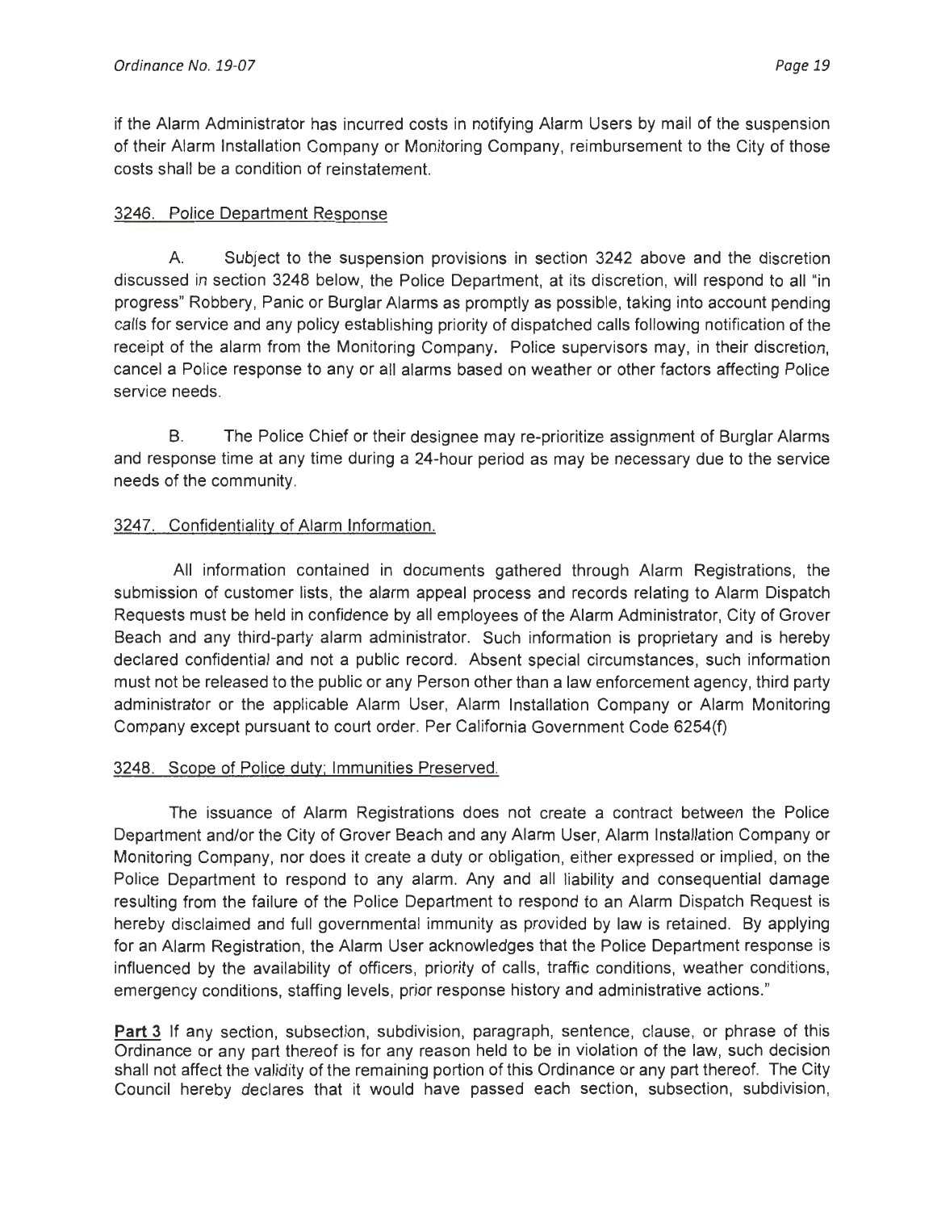if the Alarm Administrator has incurred costs in notifying Alarm Users by mail of the suspension of their Alarm Installation Company or Monitoring Company, reimbursement to the City of those costs shall be a condition of reinstatement.

3246. Police Department Response

A. Subject to the suspension provisions in section 3242 above and the discretion discussed in section 3248 below, the Police Department, at its discretion, will respond to all "in progress" Robbery, Panic or Burglar Alarms as promptly as possible, taking into account pending calls for service and any policy establishing priority of dispatched calls following notification of the receipt of the alarm from the Monitoring Company. Police supervisors may, in their discretion, cancel a Police response to any or all alarms based on weather or other factors affecting Police service needs.

B. The Police Chief or their designee may re-prioritize assignment of Burglar Alarms and response time at any time during a 24-hour period as may be necessary due to the service needs of the community.

3247. Confidentiality of Alarm Information.

All information contained in documents gathered through Alarm Registrations, the submission of customer lists, the alarm appeal process and records relating to Alarm Dispatch Requests must be held in confidence by all employees of the Alarm Administrator, City of Grover Beach and any third-party alarm administrator. Such information is proprietary and is hereby declared confidential and not a public record. Absent special circumstances, such information must not be released to the public or any Person other than a law enforcement agency, third party administrator or the applicable Alarm User, Alarm Installation Company or Alarm Monitoring Company except pursuant to court order. Per California Government Code 6254(f)

3248. Scope of Police duty; Immunities Preserved.

The issuance of Alarm Registrations does not create a contract between the Police Department and/or the City of Grover Beach and any Alarm User, Alarm Installation Company or Monitoring Company, nor does it create a duty or obligation, either expressed or implied, on the Police Department to respond to any alarm. Any and all liability and consequential damage resulting from the failure of the Police Department to respond to an Alarm Dispatch Request is hereby disclaimed and full governmental immunity as provided by law is retained. By applying for an Alarm Registration, the Alarm User acknowledges that the Police Department response is influenced by the availability of officers, priority of calls, traffic conditions, weather conditions, emergency conditions, staffing levels, prior response history and administrative actions."

**Part 3** If any section, subsection, subdivision, paragraph, sentence, clause, or phrase of this Ordinance or any part thereof is for any reason held to be in violation of the law, such decision shall not affect the validity of the remaining portion of this Ordinance or any part thereof. The City Council hereby declares that it would have passed each section, subsection, subdivision,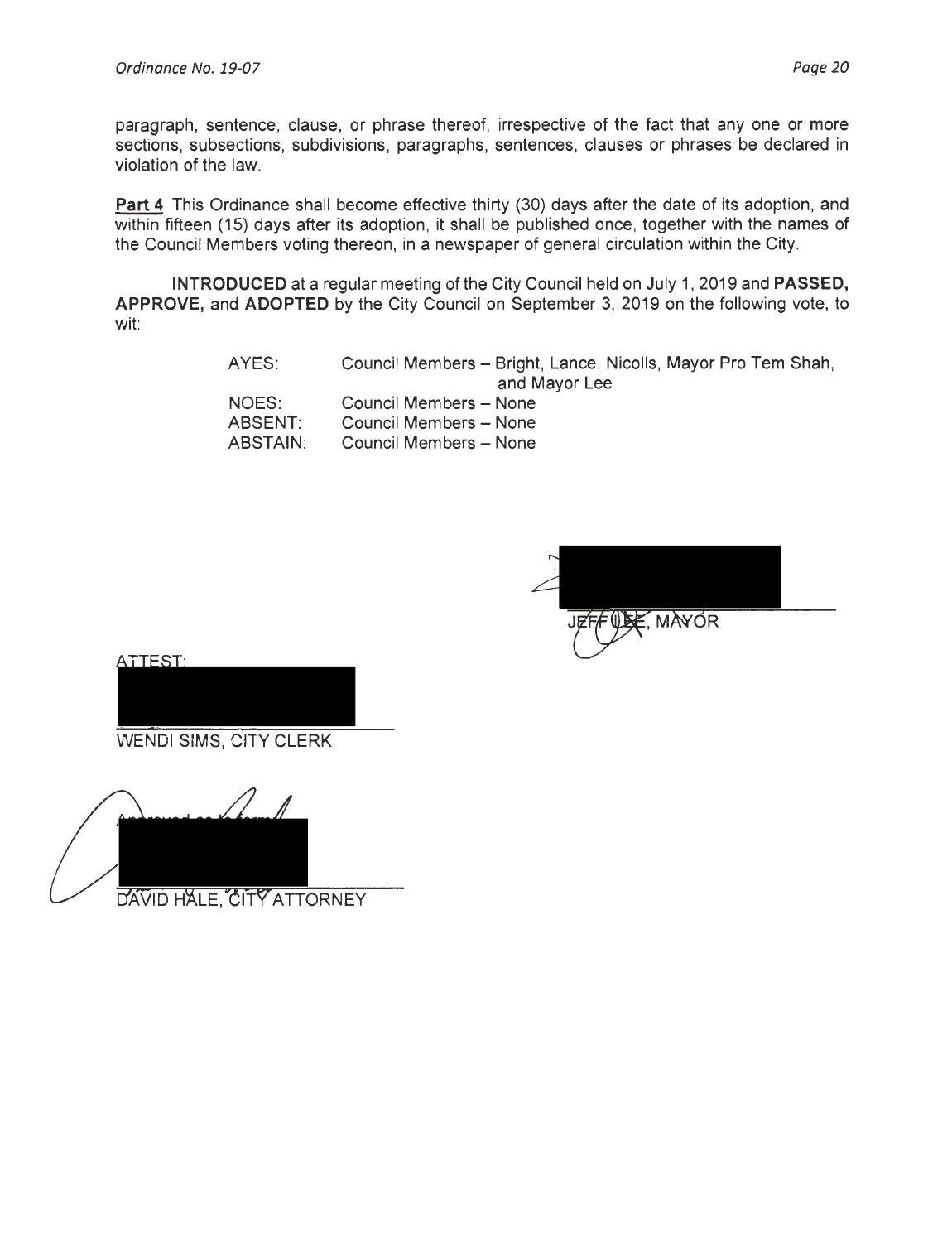paragraph, sentence, clause, or phrase thereof, irrespective of the fact that any one or more sections, subsections, subdivisions, paragraphs, sentences, clauses or phrases be declared in violation of the law.

**Part 4** This Ordinance shall become effective thirty (30) days after the date of its adoption, and within fifteen (15) days after its adoption, it shall be published once, together with the names of the Council Members voting thereon, in a newspaper of general circulation within the City.

**INTRODUCED** at a regular meeting of the City Council held on July 1, 2019 and **PASSED, APPROVE,** and **ADOPTED** by the City Council on September 3, 2019 on the following vote, to wit:

| | |
|---|---|
| AYES: | Council Members – Bright, Lance, Nicolls, Mayor Pro Tem Shah, and Mayor Lee |
| NOES: | Council Members – None |
| ABSENT: | Council Members – None |
| ABSTAIN: | Council Members – None |

JEFF LEE, MAYOR

ATTEST:

WENDI SIMS, CITY CLERK

Approved as to form:

DAVID HALE, CITY ATTORNEY